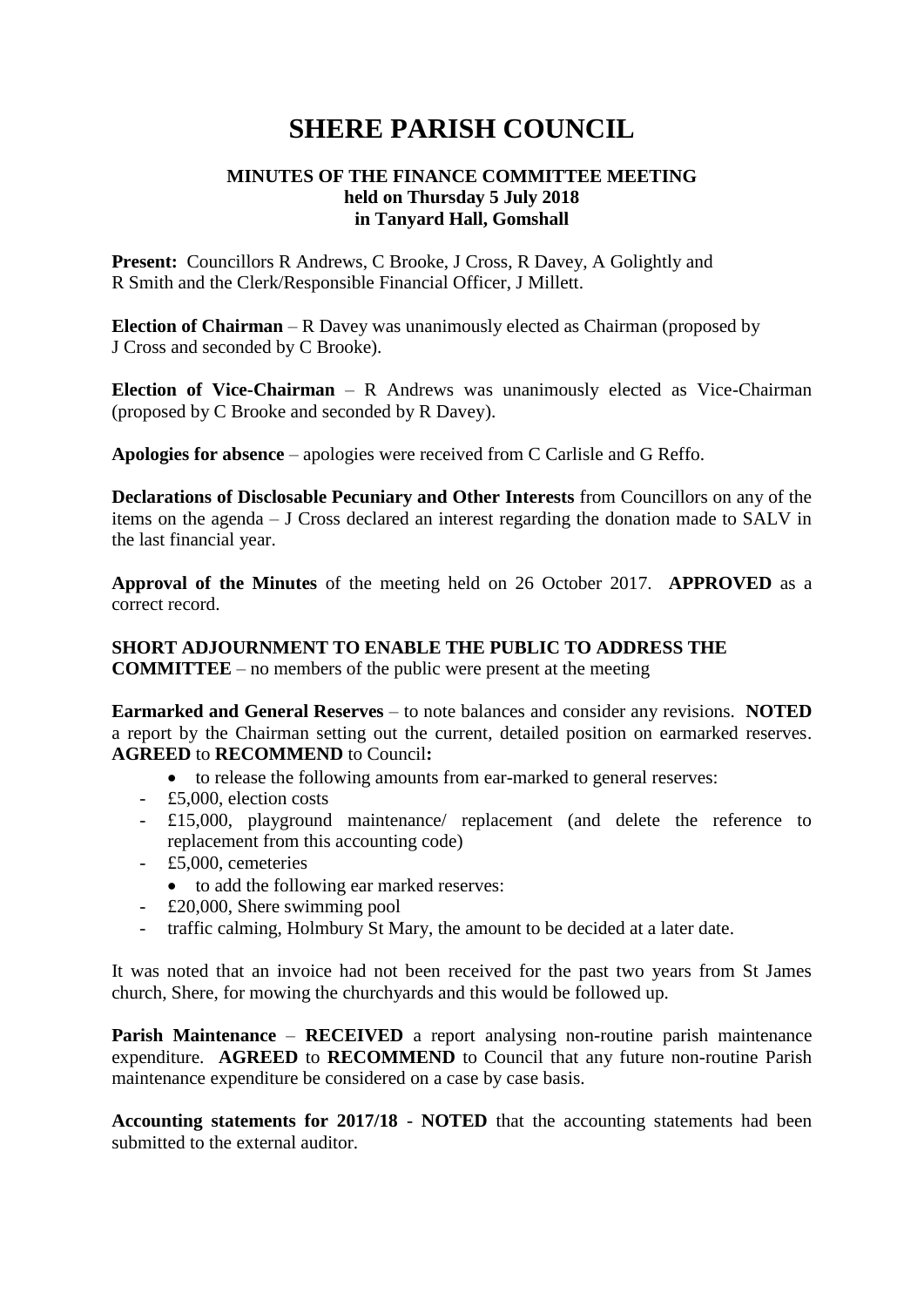# SHERE PARISH COUNCIL

**MINUTES OF THE FINANCE COMMITTEE MEETING**
**held on Thursday 5 July 2018**
**in Tanyard Hall, Gomshall**

**Present:** Councillors R Andrews, C Brooke, J Cross, R Davey, A Golightly and R Smith and the Clerk/Responsible Financial Officer, J Millett.

**Election of Chairman** – R Davey was unanimously elected as Chairman (proposed by J Cross and seconded by C Brooke).

**Election of Vice-Chairman** – R Andrews was unanimously elected as Vice-Chairman (proposed by C Brooke and seconded by R Davey).

**Apologies for absence** – apologies were received from C Carlisle and G Reffo.

**Declarations of Disclosable Pecuniary and Other Interests** from Councillors on any of the items on the agenda – J Cross declared an interest regarding the donation made to SALV in the last financial year.

**Approval of the Minutes** of the meeting held on 26 October 2017. **APPROVED** as a correct record.

**SHORT ADJOURNMENT TO ENABLE THE PUBLIC TO ADDRESS THE COMMITTEE** – no members of the public were present at the meeting

**Earmarked and General Reserves** – to note balances and consider any revisions. **NOTED** a report by the Chairman setting out the current, detailed position on earmarked reserves. **AGREED** to **RECOMMEND** to Council**:**

- to release the following amounts from ear-marked to general reserves:
  - £5,000, election costs
  - £15,000, playground maintenance/ replacement (and delete the reference to replacement from this accounting code)
  - £5,000, cemeteries
- to add the following ear marked reserves:
  - £20,000, Shere swimming pool
  - traffic calming, Holmbury St Mary, the amount to be decided at a later date.

It was noted that an invoice had not been received for the past two years from St James church, Shere, for mowing the churchyards and this would be followed up.

**Parish Maintenance** – **RECEIVED** a report analysing non-routine parish maintenance expenditure. **AGREED** to **RECOMMEND** to Council that any future non-routine Parish maintenance expenditure be considered on a case by case basis.

**Accounting statements for 2017/18** - **NOTED** that the accounting statements had been submitted to the external auditor.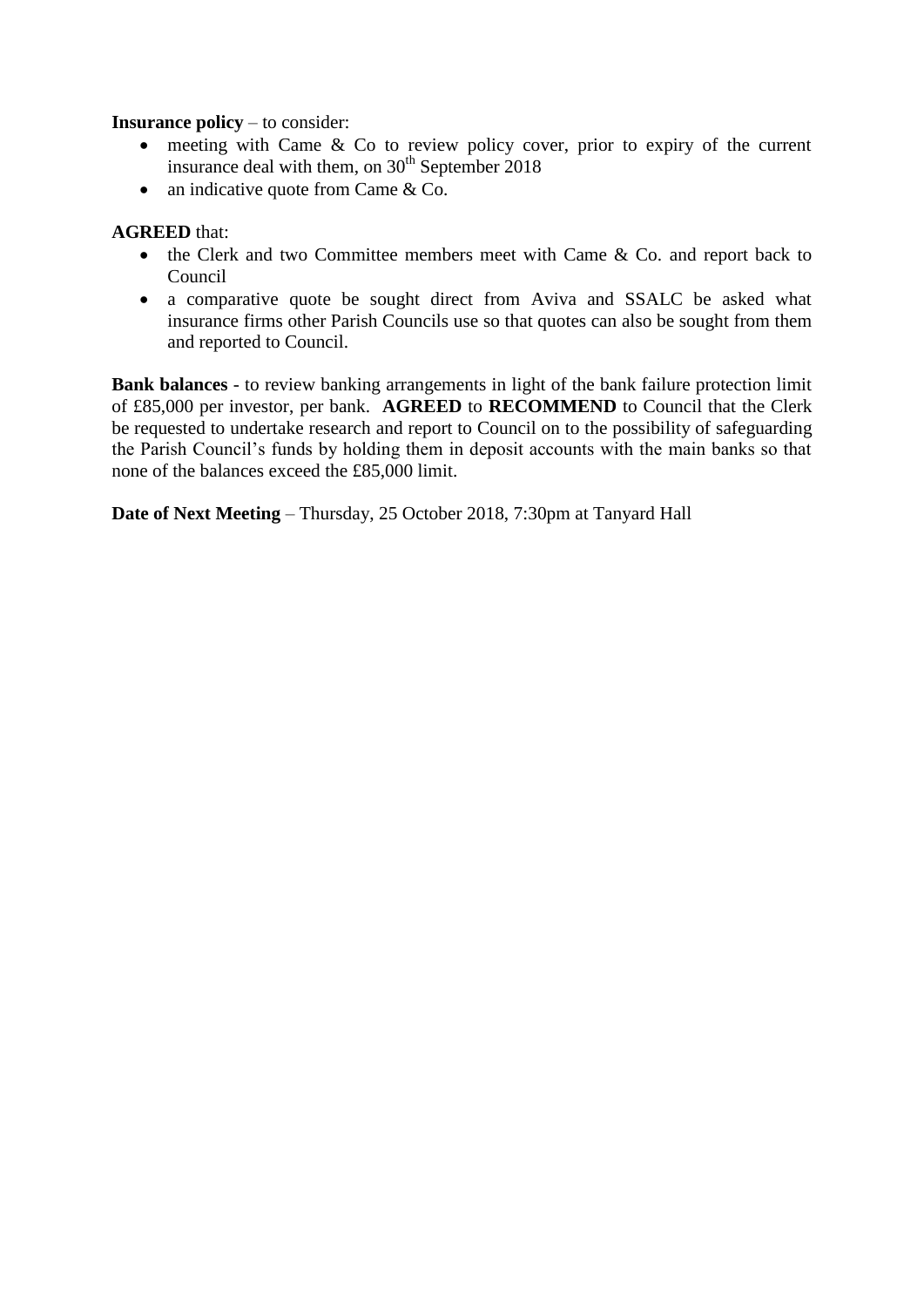**Insurance policy** – to consider:

- meeting with Came & Co to review policy cover, prior to expiry of the current insurance deal with them, on 30th September 2018
- an indicative quote from Came & Co.

**AGREED** that:

- the Clerk and two Committee members meet with Came & Co. and report back to Council
- a comparative quote be sought direct from Aviva and SSALC be asked what insurance firms other Parish Councils use so that quotes can also be sought from them and reported to Council.

**Bank balances** - to review banking arrangements in light of the bank failure protection limit of £85,000 per investor, per bank. **AGREED** to **RECOMMEND** to Council that the Clerk be requested to undertake research and report to Council on to the possibility of safeguarding the Parish Council's funds by holding them in deposit accounts with the main banks so that none of the balances exceed the £85,000 limit.

**Date of Next Meeting** – Thursday, 25 October 2018, 7:30pm at Tanyard Hall